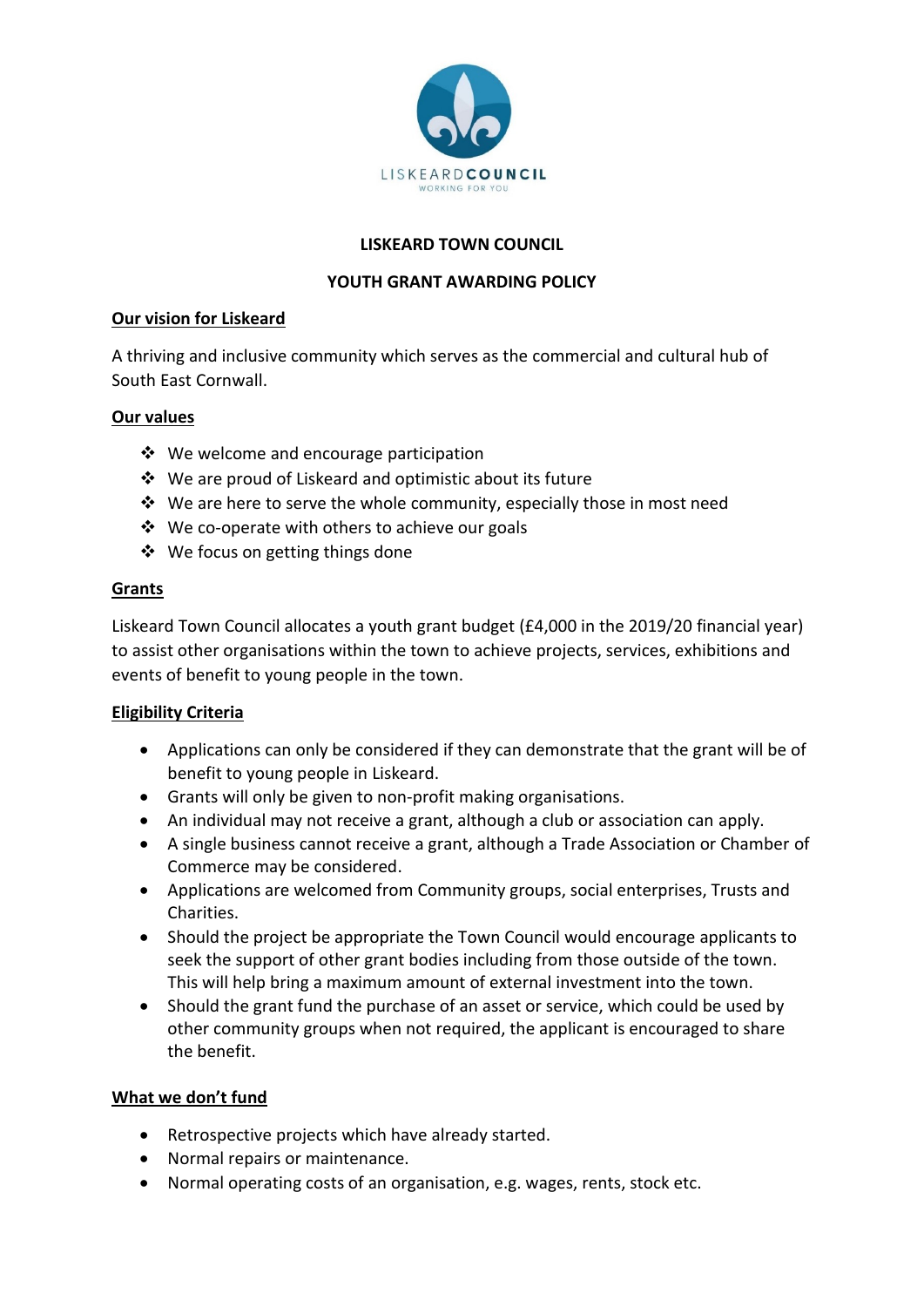# LISKEARD TOWN COUNCIL

## YOUTH GRANT AWARDING POLICY

### Our vision for Liskeard

A thriving and inclusive community which serves as the commercial and cultural hub of South East Cornwall.

### Our values

- We welcome and encourage participation
- We are proud of Liskeard and optimistic about its future
- We are here to serve the whole community, especially those in most need
- We co-operate with others to achieve our goals
- We focus on getting things done

### Grants

Liskeard Town Council allocates a youth grant budget (£4,000 in the 2019/20 financial year) to assist other organisations within the town to achieve projects, services, exhibitions and events of benefit to young people in the town.

### Eligibility Criteria

- Applications can only be considered if they can demonstrate that the grant will be of benefit to young people in Liskeard.
- Grants will only be given to non-profit making organisations.
- An individual may not receive a grant, although a club or association can apply.
- A single business cannot receive a grant, although a Trade Association or Chamber of Commerce may be considered.
- Applications are welcomed from Community groups, social enterprises, Trusts and Charities.
- Should the project be appropriate the Town Council would encourage applicants to seek the support of other grant bodies including from those outside of the town. This will help bring a maximum amount of external investment into the town.
- Should the grant fund the purchase of an asset or service, which could be used by other community groups when not required, the applicant is encouraged to share the benefit.

### What we don't fund

- Retrospective projects which have already started.
- Normal repairs or maintenance.
- Normal operating costs of an organisation, e.g. wages, rents, stock etc.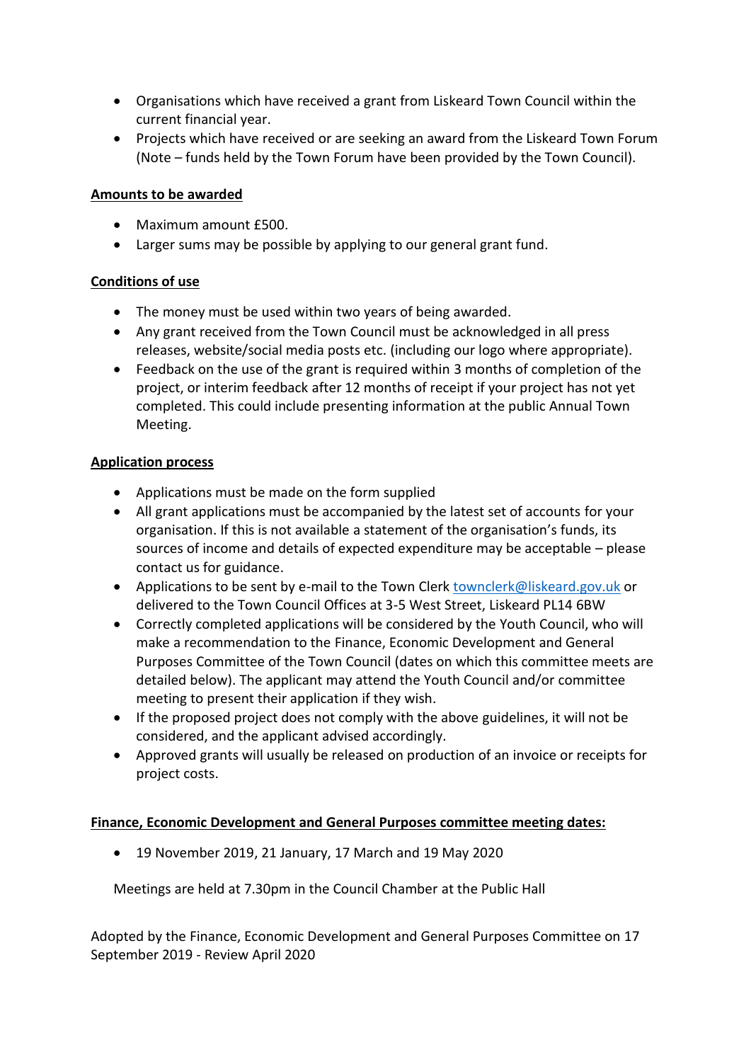- Organisations which have received a grant from Liskeard Town Council within the current financial year.
- Projects which have received or are seeking an award from the Liskeard Town Forum (Note – funds held by the Town Forum have been provided by the Town Council).

**Amounts to be awarded**

- Maximum amount £500.
- Larger sums may be possible by applying to our general grant fund.

**Conditions of use**

- The money must be used within two years of being awarded.
- Any grant received from the Town Council must be acknowledged in all press releases, website/social media posts etc. (including our logo where appropriate).
- Feedback on the use of the grant is required within 3 months of completion of the project, or interim feedback after 12 months of receipt if your project has not yet completed. This could include presenting information at the public Annual Town Meeting.

**Application process**

- Applications must be made on the form supplied
- All grant applications must be accompanied by the latest set of accounts for your organisation. If this is not available a statement of the organisation's funds, its sources of income and details of expected expenditure may be acceptable – please contact us for guidance.
- Applications to be sent by e-mail to the Town Clerk townclerk@liskeard.gov.uk or delivered to the Town Council Offices at 3-5 West Street, Liskeard PL14 6BW
- Correctly completed applications will be considered by the Youth Council, who will make a recommendation to the Finance, Economic Development and General Purposes Committee of the Town Council (dates on which this committee meets are detailed below). The applicant may attend the Youth Council and/or committee meeting to present their application if they wish.
- If the proposed project does not comply with the above guidelines, it will not be considered, and the applicant advised accordingly.
- Approved grants will usually be released on production of an invoice or receipts for project costs.

**Finance, Economic Development and General Purposes committee meeting dates:**

- 19 November 2019, 21 January, 17 March and 19 May 2020

Meetings are held at 7.30pm in the Council Chamber at the Public Hall

Adopted by the Finance, Economic Development and General Purposes Committee on 17 September 2019 - Review April 2020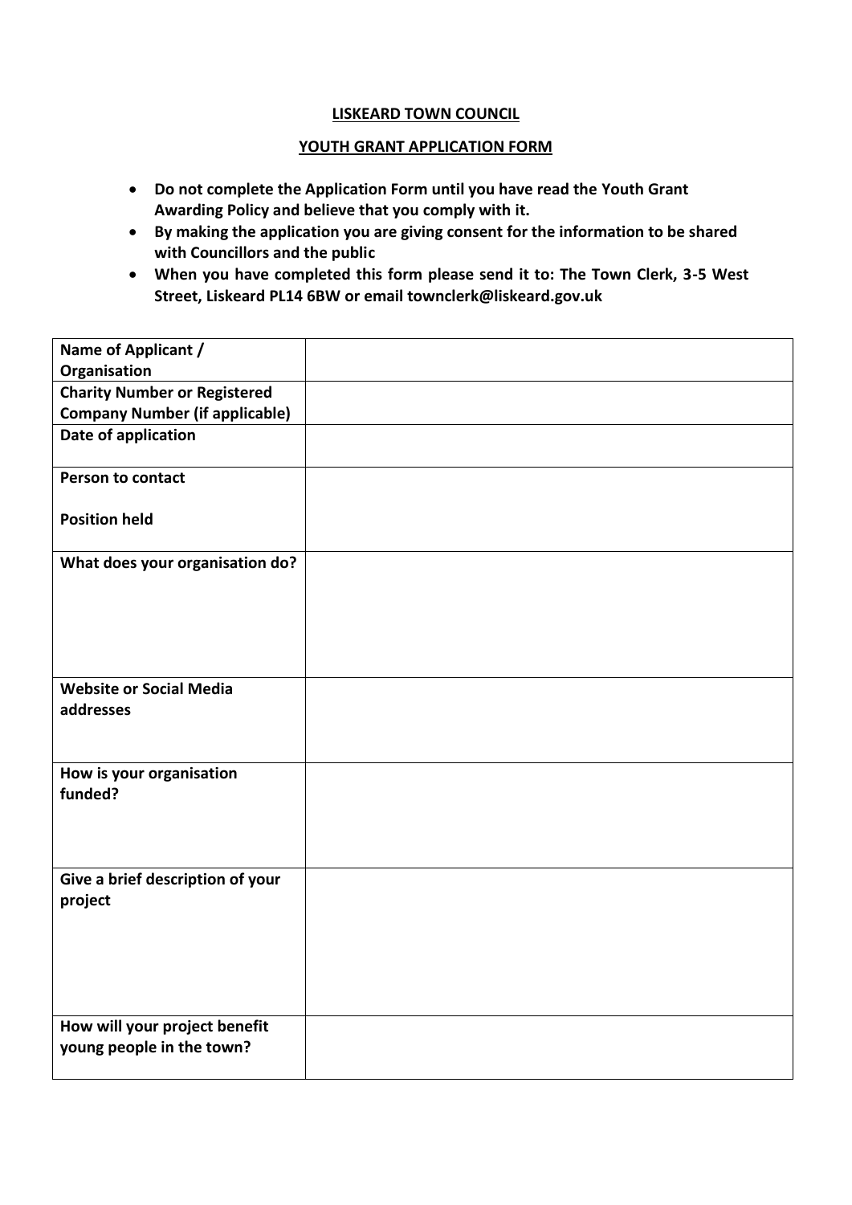**LISKEARD TOWN COUNCIL**

**YOUTH GRANT APPLICATION FORM**

- **Do not complete the Application Form until you have read the Youth Grant Awarding Policy and believe that you comply with it.**
- **By making the application you are giving consent for the information to be shared with Councillors and the public**
- **When you have completed this form please send it to: The Town Clerk, 3-5 West Street, Liskeard PL14 6BW or email townclerk@liskeard.gov.uk**

| | |
|---|---|
| **Name of Applicant / Organisation** | |
| **Charity Number or Registered Company Number (if applicable)** | |
| **Date of application** | |
| **Person to contact**<br><br>**Position held** | |
| **What does your organisation do?** | |
| **Website or Social Media addresses** | |
| **How is your organisation funded?** | |
| **Give a brief description of your project** | |
| **How will your project benefit young people in the town?** | |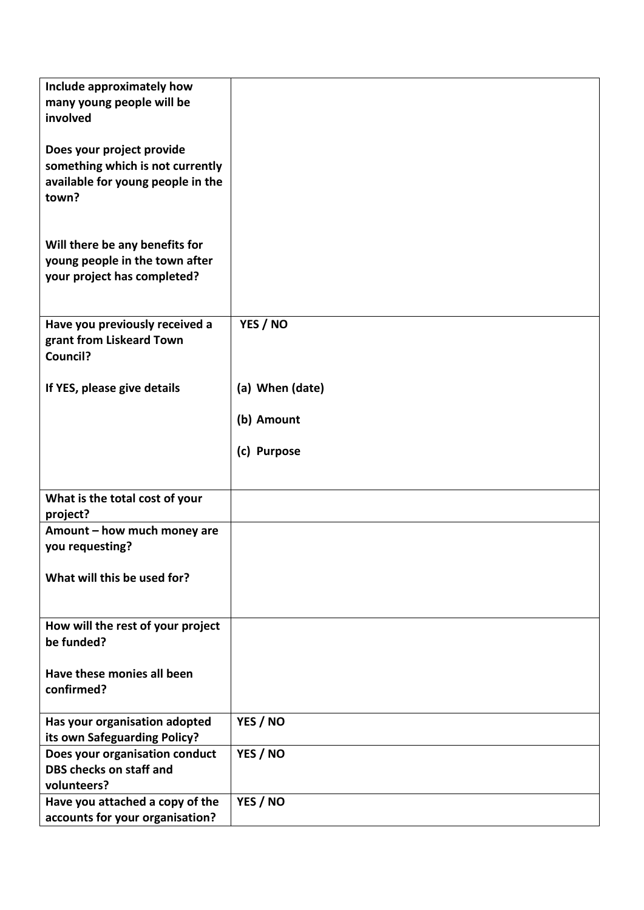| | |
|---|---|
| **Include approximately how many young people will be involved**<br><br>**Does your project provide something which is not currently available for young people in the town?**<br><br>**Will there be any benefits for young people in the town after your project has completed?** | |
| **Have you previously received a grant from Liskeard Town Council?**<br><br>**If YES, please give details** | **YES / NO**<br><br>**(a) When (date)**<br><br>**(b) Amount**<br><br>**(c) Purpose** |
| **What is the total cost of your project?** | |
| **Amount – how much money are you requesting?**<br><br>**What will this be used for?** | |
| **How will the rest of your project be funded?**<br><br>**Have these monies all been confirmed?** | |
| **Has your organisation adopted its own Safeguarding Policy?** | **YES / NO** |
| **Does your organisation conduct DBS checks on staff and volunteers?** | **YES / NO** |
| **Have you attached a copy of the accounts for your organisation?** | **YES / NO** |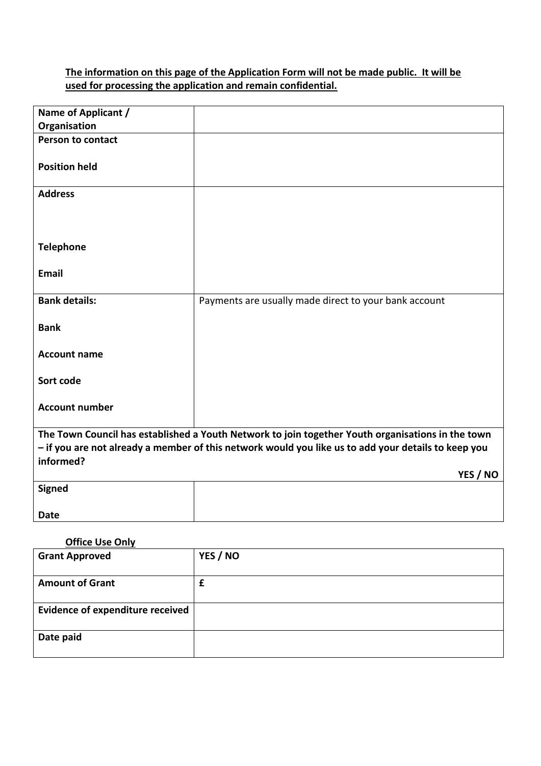**The information on this page of the Application Form will not be made public. It will be used for processing the application and remain confidential.**

| | |
|---|---|
| **Name of Applicant / Organisation** | |
| **Person to contact**<br><br>**Position held** | |
| **Address**<br><br><br><br>**Telephone**<br><br>**Email** | |
| **Bank details:**<br><br>**Bank**<br><br>**Account name**<br><br>**Sort code**<br><br>**Account number** | Payments are usually made direct to your bank account |
| **The Town Council has established a Youth Network to join together Youth organisations in the town – if you are not already a member of this network would you like us to add your details to keep you informed?** | **YES / NO** |
| **Signed**<br><br>**Date** | |

**Office Use Only**

| | |
|---|---|
| **Grant Approved** | **YES / NO** |
| **Amount of Grant** | **£** |
| **Evidence of expenditure received** | |
| **Date paid** | |